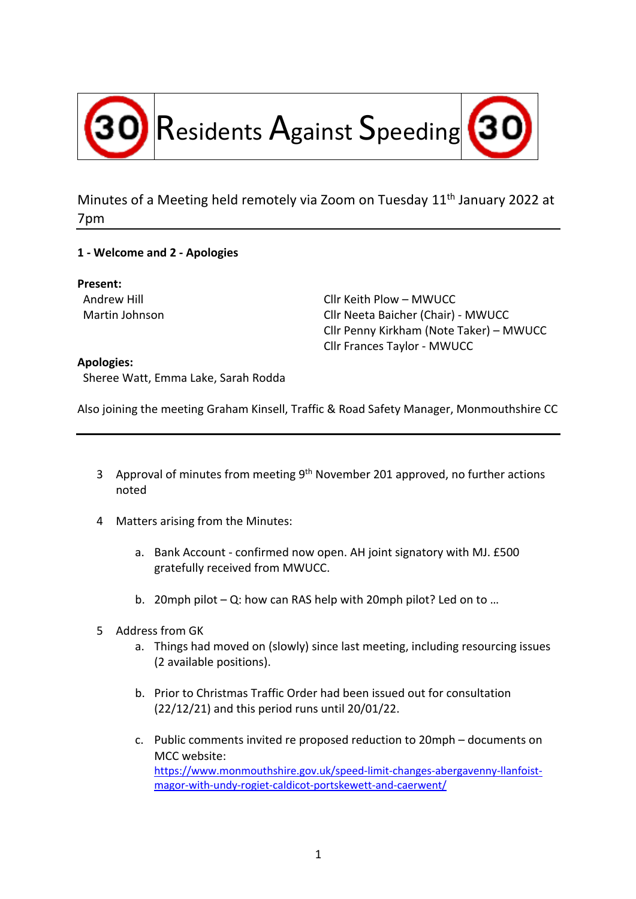# 30 Residents Against Speeding 30

Minutes of a Meeting held remotely via Zoom on Tuesday 11th January 2022 at 7pm

**1 - Welcome and 2 - Apologies**

**Present:**

Andrew Hill
Martin Johnson
Cllr Keith Plow – MWUCC
Cllr Neeta Baicher (Chair) - MWUCC
Cllr Penny Kirkham (Note Taker) – MWUCC
Cllr Frances Taylor - MWUCC

**Apologies:**

Sheree Watt, Emma Lake, Sarah Rodda

Also joining the meeting Graham Kinsell, Traffic & Road Safety Manager, Monmouthshire CC

---

3. Approval of minutes from meeting 9th November 201 approved, no further actions noted

4. Matters arising from the Minutes:

   a. Bank Account - confirmed now open. AH joint signatory with MJ. £500 gratefully received from MWUCC.

   b. 20mph pilot – Q: how can RAS help with 20mph pilot? Led on to …

5. Address from GK

   a. Things had moved on (slowly) since last meeting, including resourcing issues (2 available positions).

   b. Prior to Christmas Traffic Order had been issued out for consultation (22/12/21) and this period runs until 20/01/22.

   c. Public comments invited re proposed reduction to 20mph – documents on MCC website: https://www.monmouthshire.gov.uk/speed-limit-changes-abergavenny-llanfoist-magor-with-undy-rogiet-caldicot-portskewett-and-caerwent/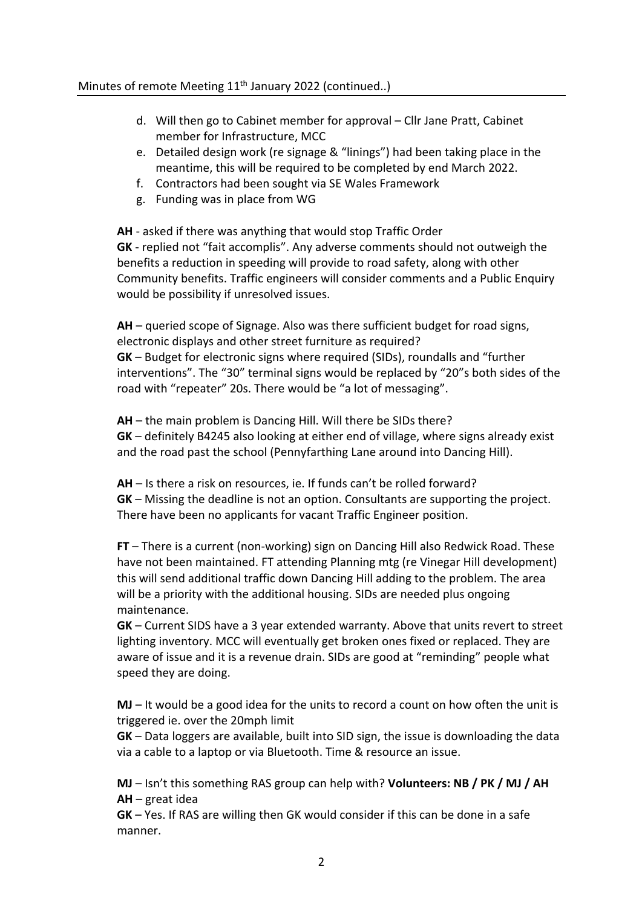Minutes of remote Meeting 11th January 2022 (continued..)

d. Will then go to Cabinet member for approval – Cllr Jane Pratt, Cabinet member for Infrastructure, MCC
e. Detailed design work (re signage & "linings") had been taking place in the meantime, this will be required to be completed by end March 2022.
f. Contractors had been sought via SE Wales Framework
g. Funding was in place from WG

**AH** - asked if there was anything that would stop Traffic Order
**GK** - replied not "fait accomplis". Any adverse comments should not outweigh the benefits a reduction in speeding will provide to road safety, along with other Community benefits. Traffic engineers will consider comments and a Public Enquiry would be possibility if unresolved issues.

**AH** – queried scope of Signage. Also was there sufficient budget for road signs, electronic displays and other street furniture as required?
**GK** – Budget for electronic signs where required (SIDs), roundalls and "further interventions". The "30" terminal signs would be replaced by "20"s both sides of the road with "repeater" 20s. There would be "a lot of messaging".

**AH** – the main problem is Dancing Hill. Will there be SIDs there?
**GK** – definitely B4245 also looking at either end of village, where signs already exist and the road past the school (Pennyfarthing Lane around into Dancing Hill).

**AH** – Is there a risk on resources, ie. If funds can't be rolled forward?
**GK** – Missing the deadline is not an option. Consultants are supporting the project. There have been no applicants for vacant Traffic Engineer position.

**FT** – There is a current (non-working) sign on Dancing Hill also Redwick Road. These have not been maintained. FT attending Planning mtg (re Vinegar Hill development) this will send additional traffic down Dancing Hill adding to the problem. The area will be a priority with the additional housing. SIDs are needed plus ongoing maintenance.
**GK** – Current SIDS have a 3 year extended warranty. Above that units revert to street lighting inventory. MCC will eventually get broken ones fixed or replaced. They are aware of issue and it is a revenue drain. SIDs are good at "reminding" people what speed they are doing.

**MJ** – It would be a good idea for the units to record a count on how often the unit is triggered ie. over the 20mph limit
**GK** – Data loggers are available, built into SID sign, the issue is downloading the data via a cable to a laptop or via Bluetooth. Time & resource an issue.

**MJ** – Isn't this something RAS group can help with? **Volunteers: NB / PK / MJ / AH**
**AH** – great idea
**GK** – Yes. If RAS are willing then GK would consider if this can be done in a safe manner.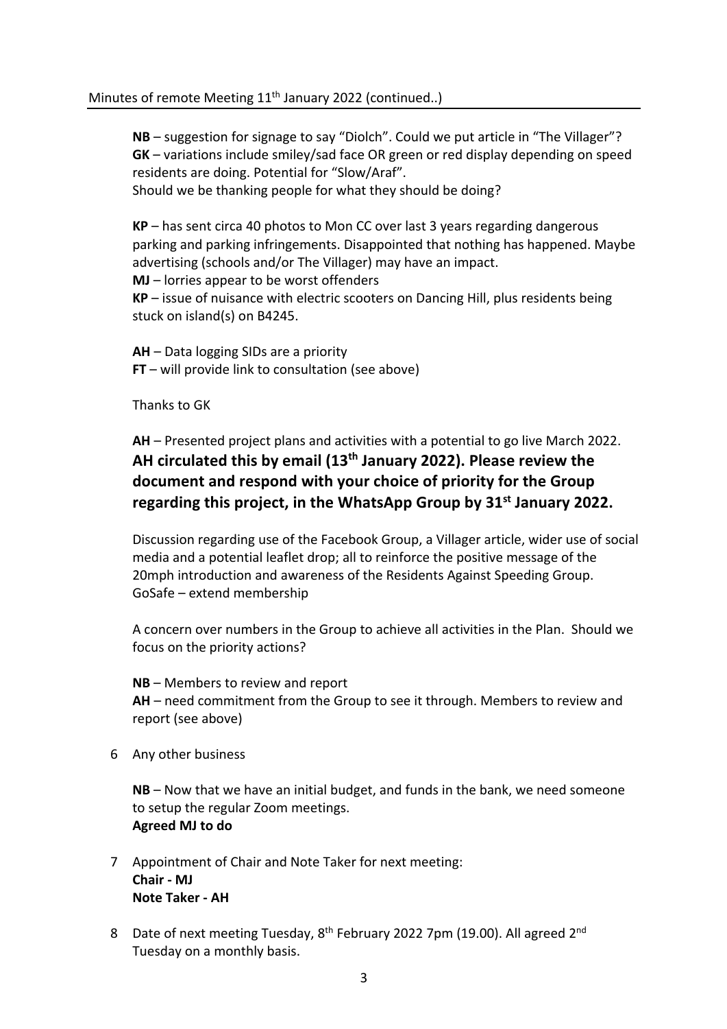Minutes of remote Meeting 11th January 2022 (continued..)

**NB** – suggestion for signage to say "Diolch". Could we put article in "The Villager"?
**GK** – variations include smiley/sad face OR green or red display depending on speed residents are doing. Potential for "Slow/Araf".
Should we be thanking people for what they should be doing?

**KP** – has sent circa 40 photos to Mon CC over last 3 years regarding dangerous parking and parking infringements. Disappointed that nothing has happened. Maybe advertising (schools and/or The Villager) may have an impact.
**MJ** – lorries appear to be worst offenders
**KP** – issue of nuisance with electric scooters on Dancing Hill, plus residents being stuck on island(s) on B4245.

**AH** – Data logging SIDs are a priority
**FT** – will provide link to consultation (see above)

Thanks to GK

**AH** – Presented project plans and activities with a potential to go live March 2022.
**AH circulated this by email (13th January 2022). Please review the document and respond with your choice of priority for the Group regarding this project, in the WhatsApp Group by 31st January 2022.**

Discussion regarding use of the Facebook Group, a Villager article, wider use of social media and a potential leaflet drop; all to reinforce the positive message of the 20mph introduction and awareness of the Residents Against Speeding Group.
GoSafe – extend membership

A concern over numbers in the Group to achieve all activities in the Plan. Should we focus on the priority actions?

**NB** – Members to review and report
**AH** – need commitment from the Group to see it through. Members to review and report (see above)

6 Any other business

**NB** – Now that we have an initial budget, and funds in the bank, we need someone to setup the regular Zoom meetings.
**Agreed MJ to do**

7 Appointment of Chair and Note Taker for next meeting:
**Chair - MJ**
**Note Taker - AH**

8 Date of next meeting Tuesday, 8th February 2022 7pm (19.00). All agreed 2nd Tuesday on a monthly basis.